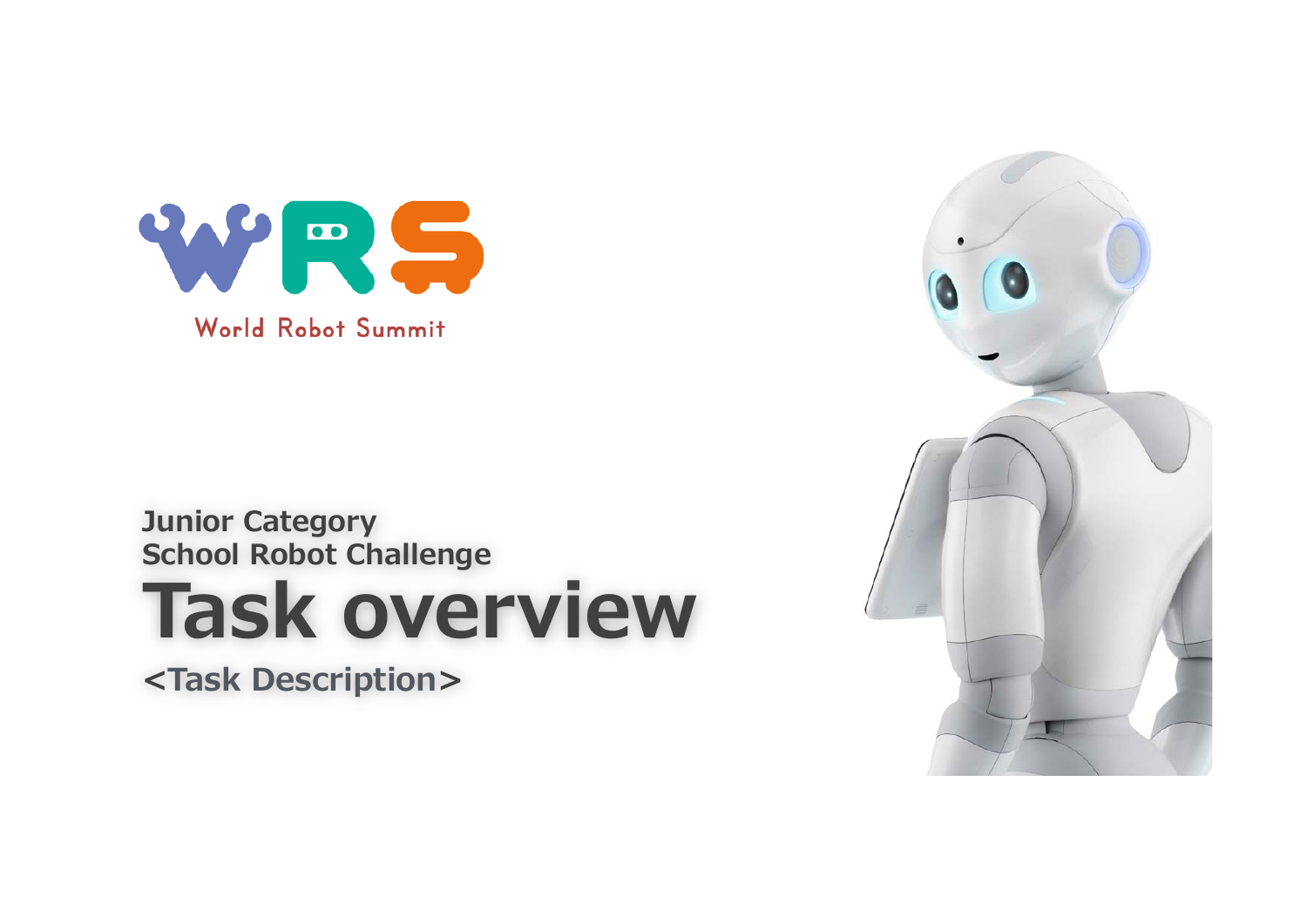World Robot Summit

Junior Category
School Robot Challenge

# Task overview

## <Task Description>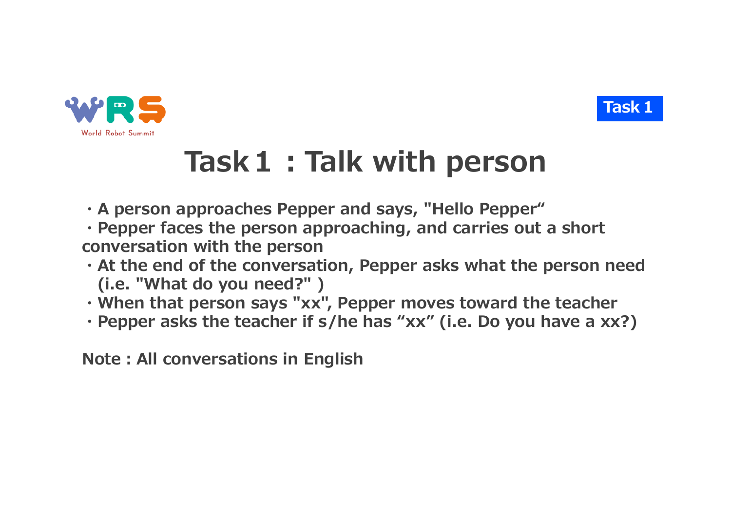Task 1

# Task１：Talk with person

- A person approaches Pepper and says, "Hello Pepper“
- Pepper faces the person approaching, and carries out a short conversation with the person
- At the end of the conversation, Pepper asks what the person need (i.e. "What do you need?" )
- When that person says "xx", Pepper moves toward the teacher
- Pepper asks the teacher if s/he has “xx” (i.e. Do you have a xx?)

**Note : All conversations in English**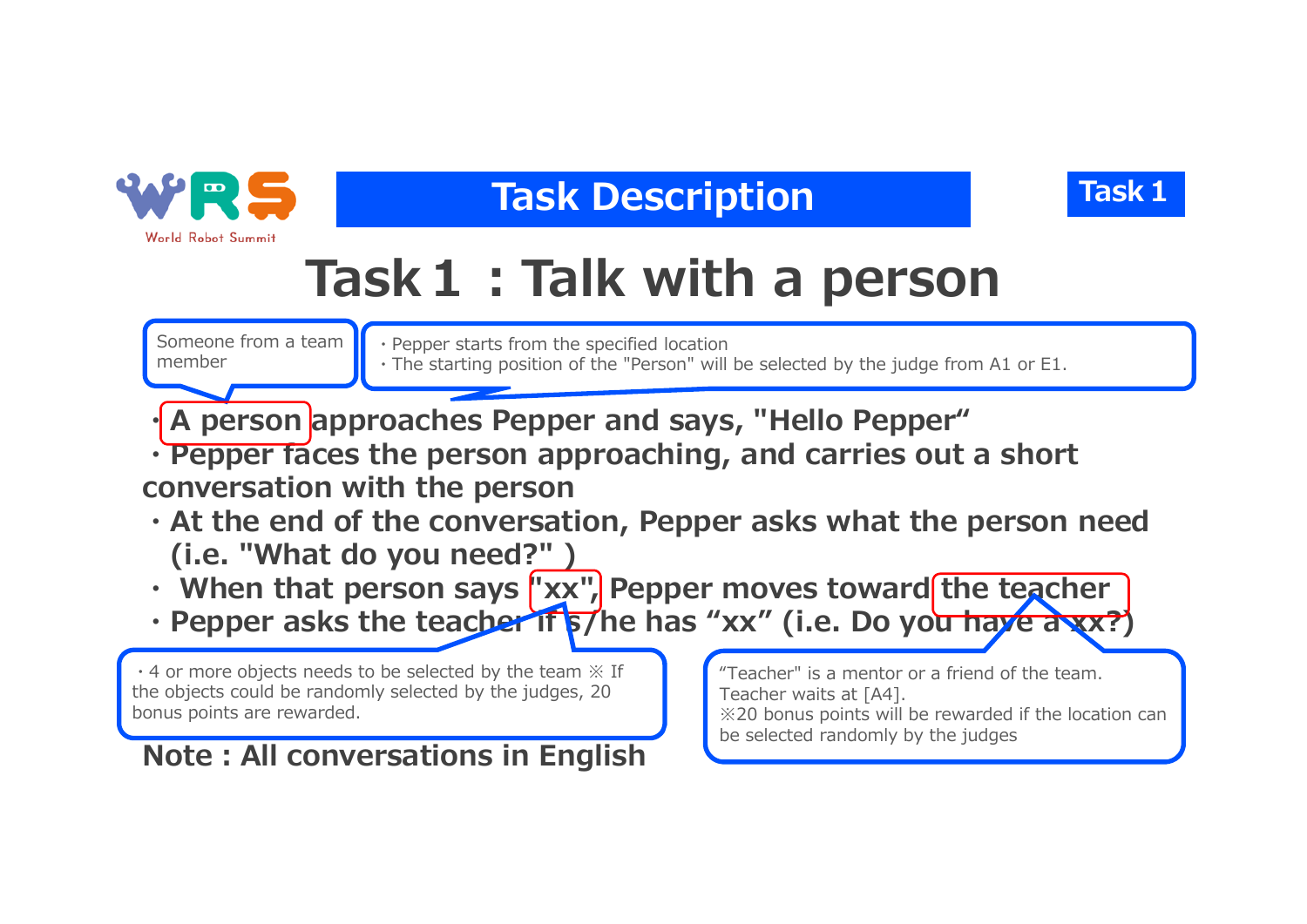# Task 1 : Talk with a person

> Someone from a team member

> ・Pepper starts from the specified location
> ・The starting position of the "Person" will be selected by the judge from A1 or E1.

- **A person approaches Pepper and says, "Hello Pepper"**
- **Pepper faces the person approaching, and carries out a short conversation with the person**
- **At the end of the conversation, Pepper asks what the person need (i.e. "What do you need?" )**
- **When that person says "xx", Pepper moves toward the teacher**
- **Pepper asks the teacher if s/he has "xx" (i.e. Do you have a xx?)**

> ・4 or more objects needs to be selected by the team ※ If the objects could be randomly selected by the judges, 20 bonus points are rewarded.

> "Teacher" is a mentor or a friend of the team. Teacher waits at [A4].
> ※20 bonus points will be rewarded if the location can be selected randomly by the judges

**Note : All conversations in English**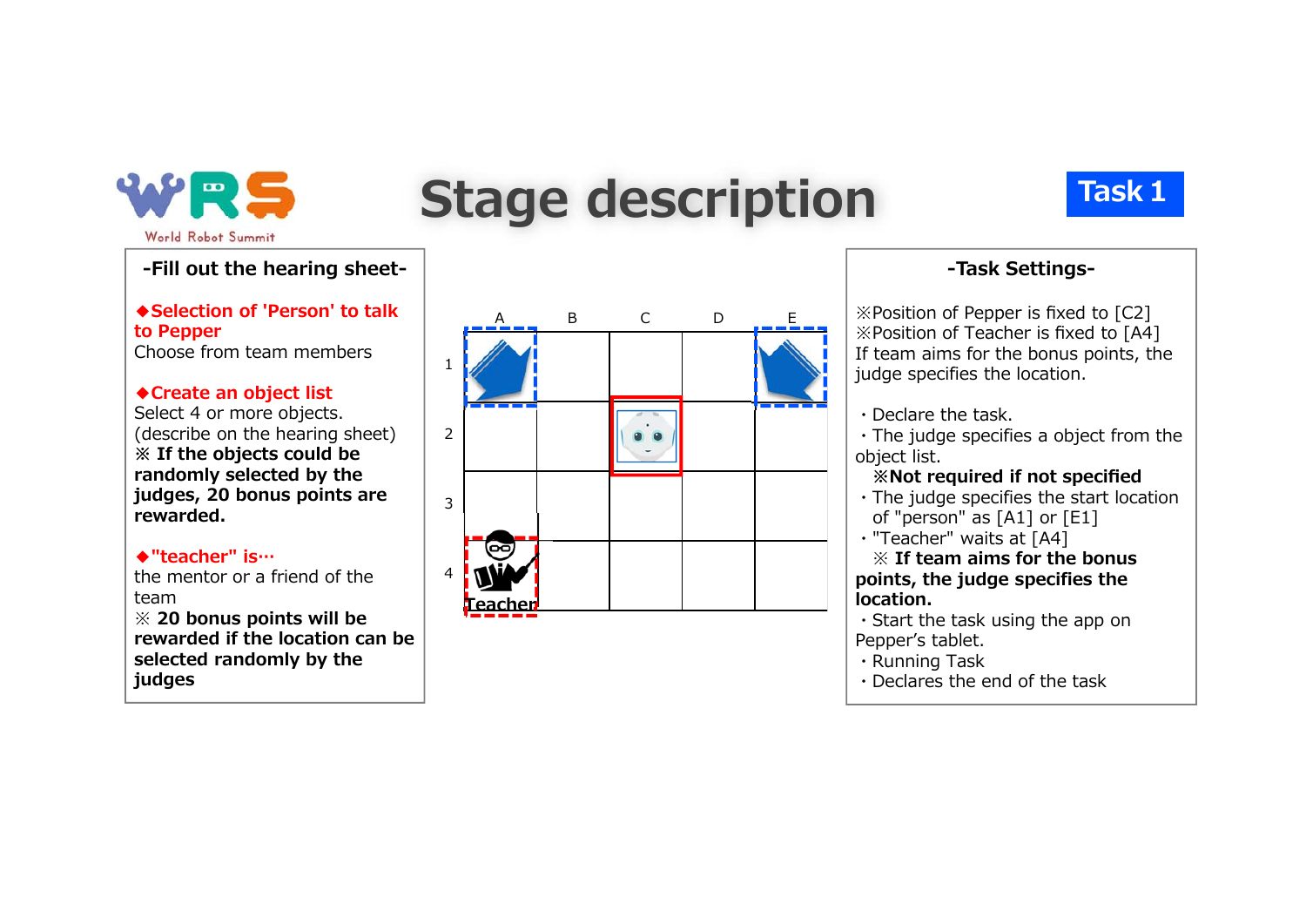# Stage description

**Task 1**

## -Fill out the hearing sheet-

**◆Selection of 'Person' to talk to Pepper**
Choose from team members

**◆Create an object list**
Select 4 or more objects.
(describe on the hearing sheet)
**※ If the objects could be randomly selected by the judges, 20 bonus points are rewarded.**

**◆"teacher" is…**
the mentor or a friend of the team
**※ 20 bonus points will be rewarded if the location can be selected randomly by the judges**

| | A | B | C | D | E |
|---|---|---|---|---|---|
| 1 | | | | | |
| 2 | | | | | |
| 3 | | | | | |
| 4 | Teacher | | | | |

## -Task Settings-

※Position of Pepper is fixed to [C2]
※Position of Teacher is fixed to [A4]
If team aims for the bonus points, the judge specifies the location.

- Declare the task.
- The judge specifies a object from the object list.
  **※Not required if not specified**
- The judge specifies the start location of "person" as [A1] or [E1]
- "Teacher" waits at [A4]
  **※ If team aims for the bonus points, the judge specifies the location.**
- Start the task using the app on Pepper's tablet.
- Running Task
- Declares the end of the task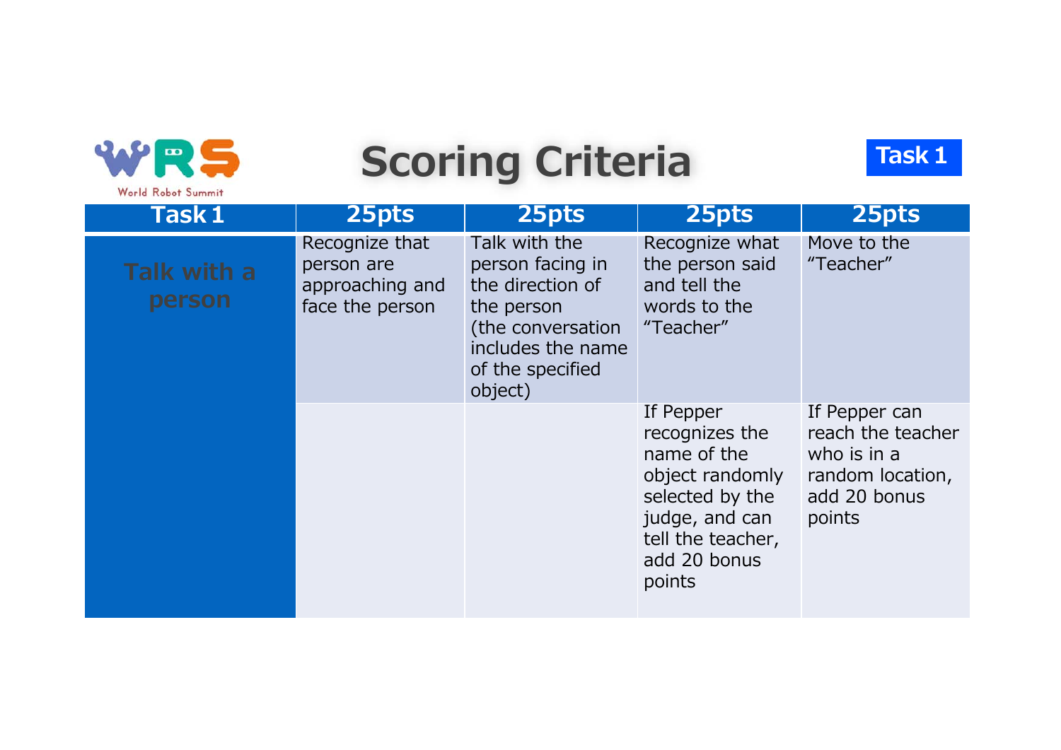# Scoring Criteria

Task 1

| Task 1 | 25pts | 25pts | 25pts | 25pts |
|---|---|---|---|---|
| Talk with a person | Recognize that person are approaching and face the person | Talk with the person facing in the direction of the person (the conversation includes the name of the specified object) | Recognize what the person said and tell the words to the "Teacher" | Move to the "Teacher" |
| | | | If Pepper recognizes the name of the object randomly selected by the judge, and can tell the teacher, add 20 bonus points | If Pepper can reach the teacher who is in a random location, add 20 bonus points |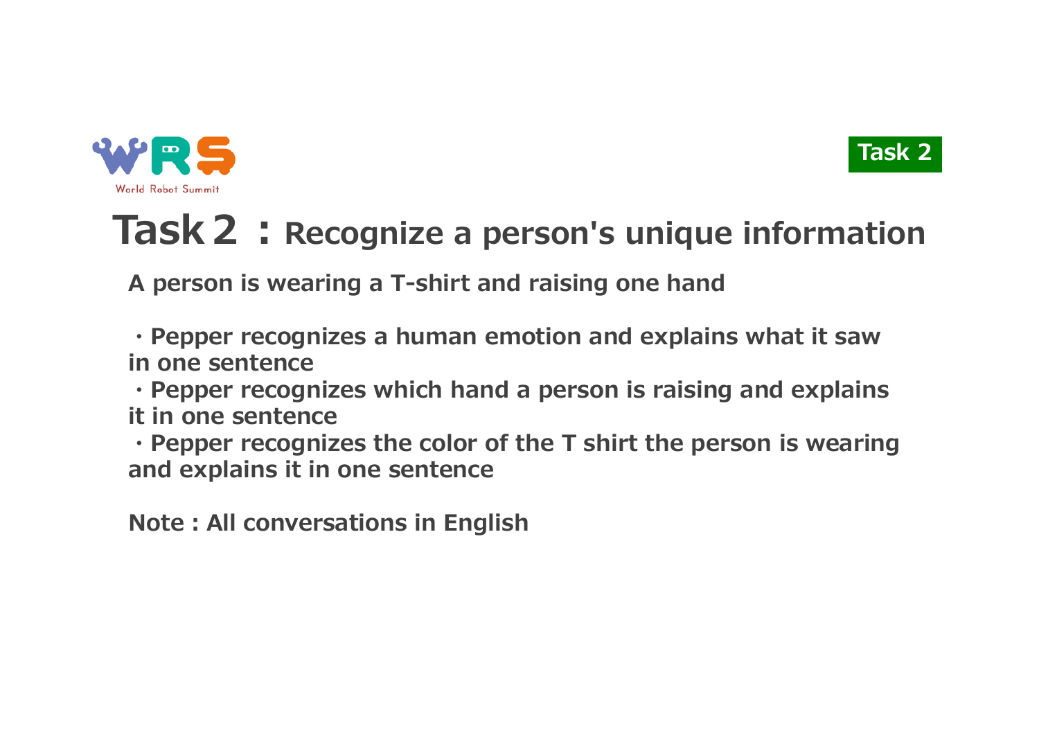Task 2

# Task 2 ： Recognize a person's unique information

**A person is wearing a T-shirt and raising one hand**

- **Pepper recognizes a human emotion and explains what it saw in one sentence**
- **Pepper recognizes which hand a person is raising and explains it in one sentence**
- **Pepper recognizes the color of the T shirt the person is wearing and explains it in one sentence**

**Note : All conversations in English**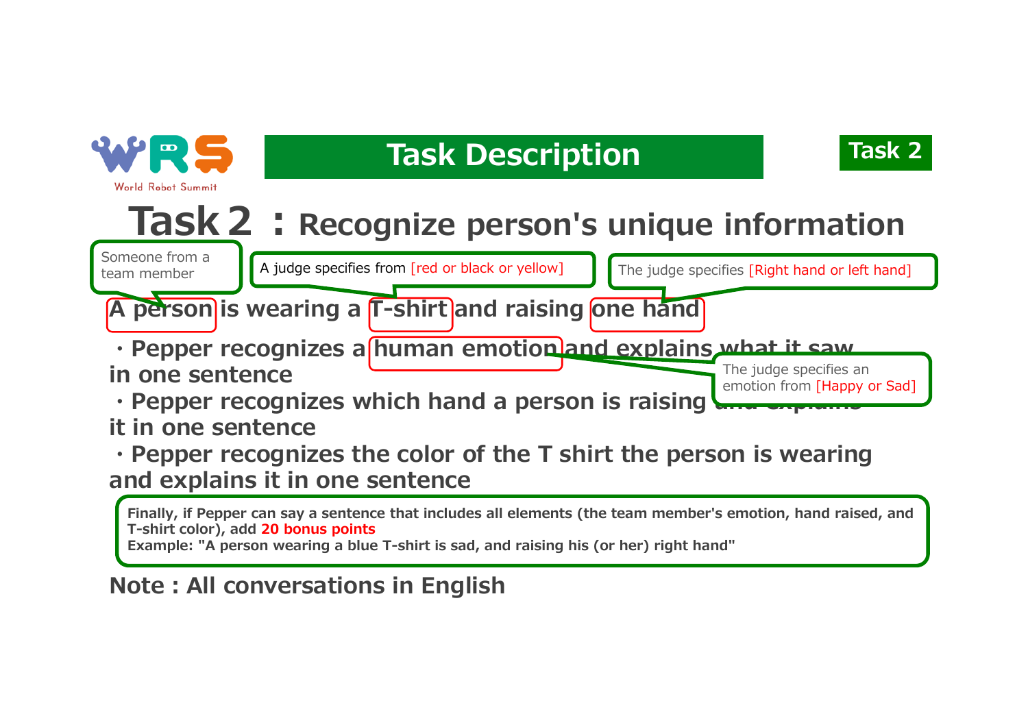# Task Description

**Task 2**

## Task 2 : Recognize person's unique information

> Someone from a team member

> A judge specifies from [red or black or yellow]

> The judge specifies [Right hand or left hand]

**A person is wearing a T-shirt and raising one hand**

- **Pepper recognizes a human emotion and explains what it saw in one sentence**

> The judge specifies an emotion from [Happy or Sad]

- **Pepper recognizes which hand a person is raising and explains it in one sentence**
- **Pepper recognizes the color of the T shirt the person is wearing and explains it in one sentence**

> **Finally, if Pepper can say a sentence that includes all elements (the team member's emotion, hand raised, and T-shirt color), add 20 bonus points**
> **Example: "A person wearing a blue T-shirt is sad, and raising his (or her) right hand"**

**Note : All conversations in English**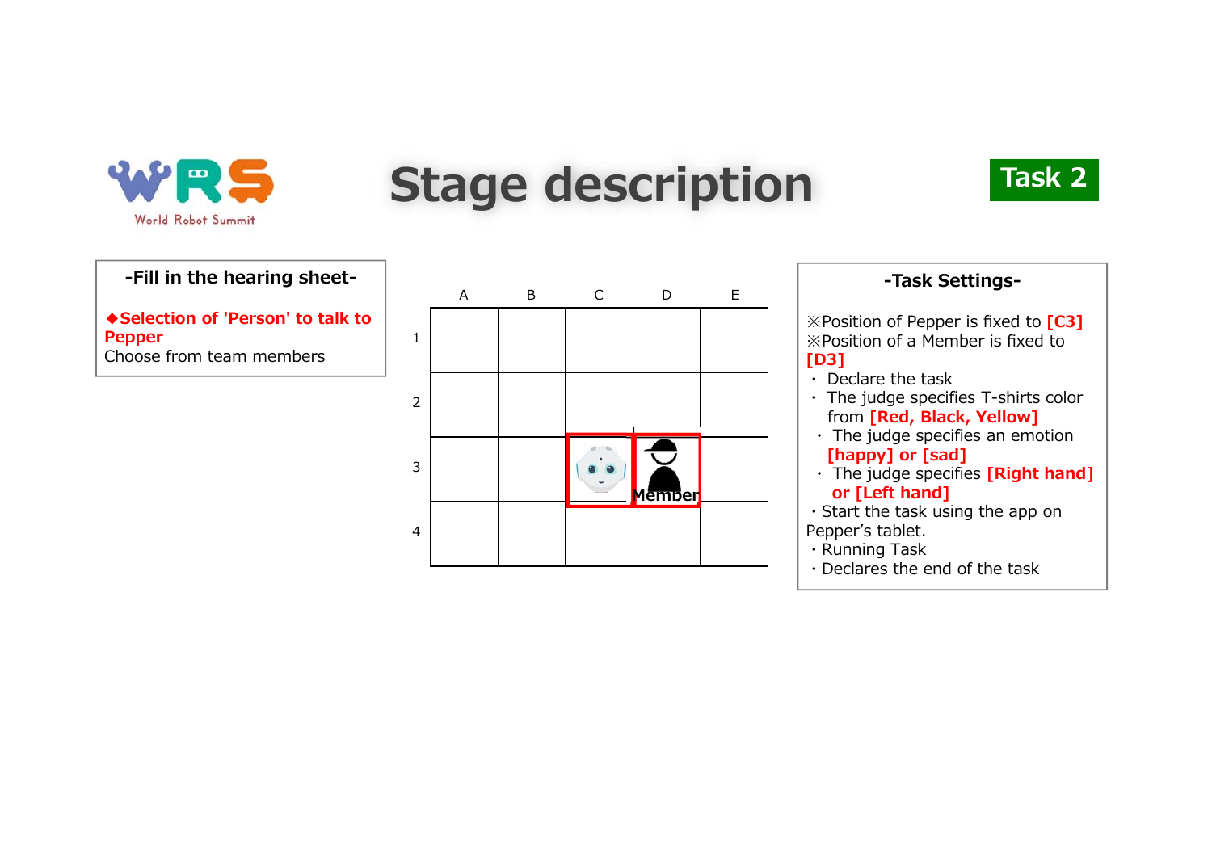# Stage description

**Task 2**

**-Fill in the hearing sheet-**

**◆Selection of 'Person' to talk to Pepper**
Choose from team members

| | A | B | C | D | E |
|---|---|---|---|---|---|
| 1 | | | | | |
| 2 | | | | | |
| 3 | | | Pepper | Member | |
| 4 | | | | | |

**-Task Settings-**

※Position of Pepper is fixed to **[C3]**
※Position of a Member is fixed to **[D3]**

- Declare the task
- The judge specifies T-shirts color from **[Red, Black, Yellow]**
- The judge specifies an emotion **[happy] or [sad]**
- The judge specifies **[Right hand] or [Left hand]**
- Start the task using the app on Pepper's tablet.
- Running Task
- Declares the end of the task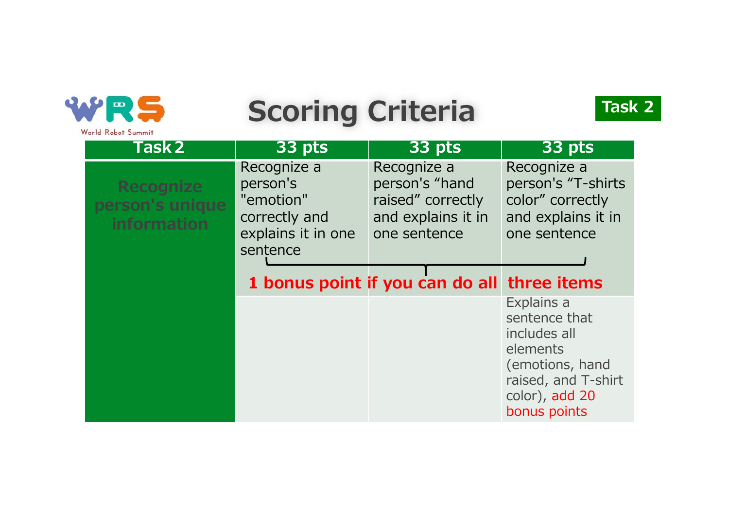# Scoring Criteria

Task 2

| Task 2 | 33 pts | 33 pts | 33 pts |
|---|---|---|---|
| **Recognize person's unique information** | Recognize a person's "emotion" correctly and explains it in one sentence | Recognize a person's "hand raised" correctly and explains it in one sentence | Recognize a person's "T-shirts color" correctly and explains it in one sentence |
| | **1 bonus point if you can do all three items** | | |
| | | | Explains a sentence that includes all elements (emotions, hand raised, and T-shirt color), add 20 bonus points |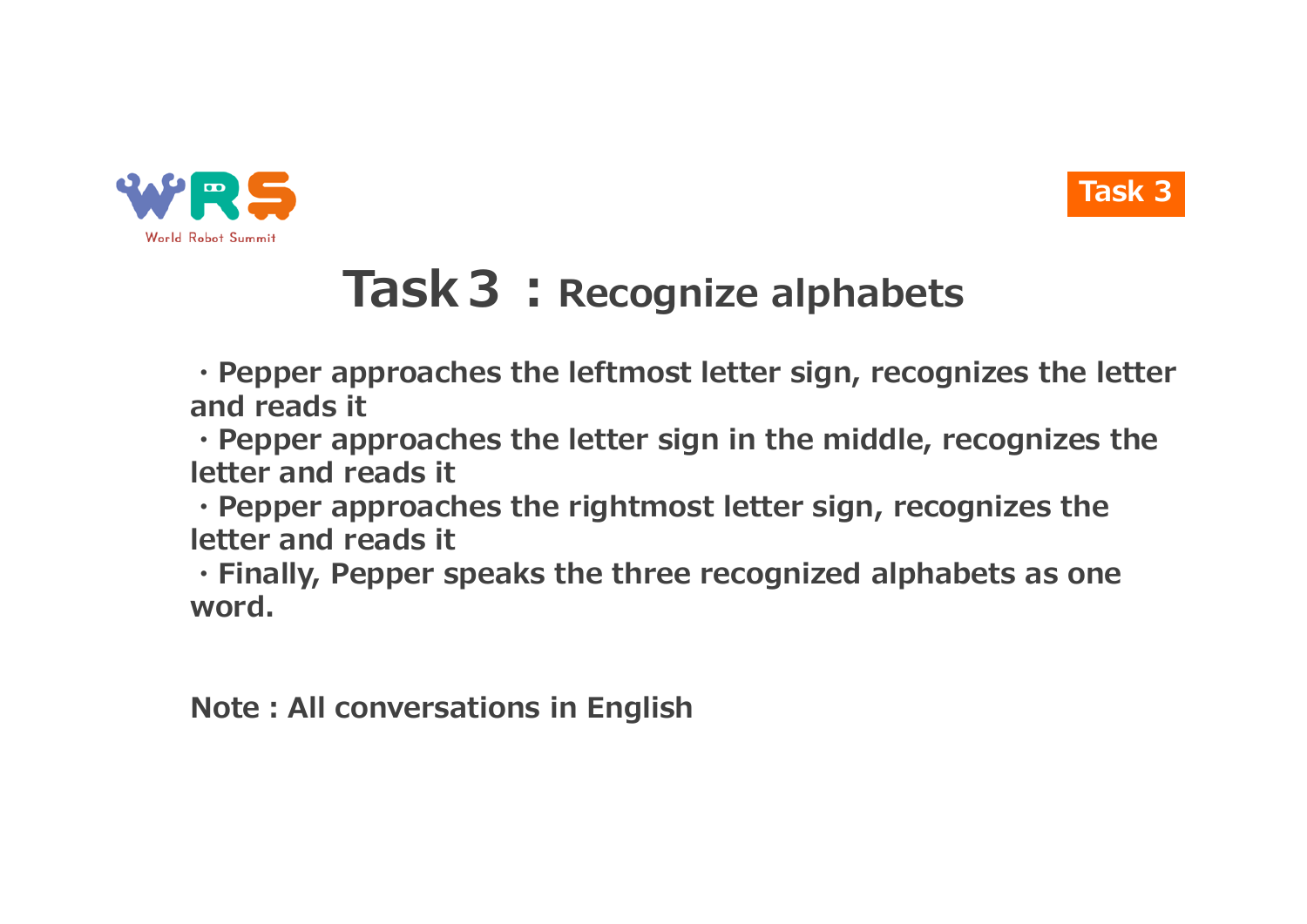Task 3

# Task３ : Recognize alphabets

- Pepper approaches the leftmost letter sign, recognizes the letter and reads it
- Pepper approaches the letter sign in the middle, recognizes the letter and reads it
- Pepper approaches the rightmost letter sign, recognizes the letter and reads it
- Finally, Pepper speaks the three recognized alphabets as one word.

Note : All conversations in English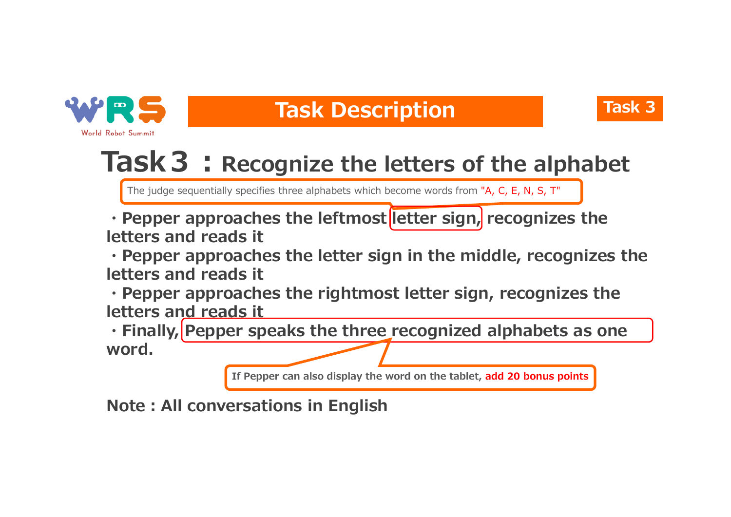World Robot Summit

# Task Description

Task 3

## Task３ ：Recognize the letters of the alphabet

The judge sequentially specifies three alphabets which become words from "A, C, E, N, S, T"

- ・Pepper approaches the leftmost letter sign, recognizes the letters and reads it
- ・Pepper approaches the letter sign in the middle, recognizes the letters and reads it
- ・Pepper approaches the rightmost letter sign, recognizes the letters and reads it
- ・Finally, Pepper speaks the three recognized alphabets as one word.

If Pepper can also display the word on the tablet, **add 20 bonus points**

**Note : All conversations in English**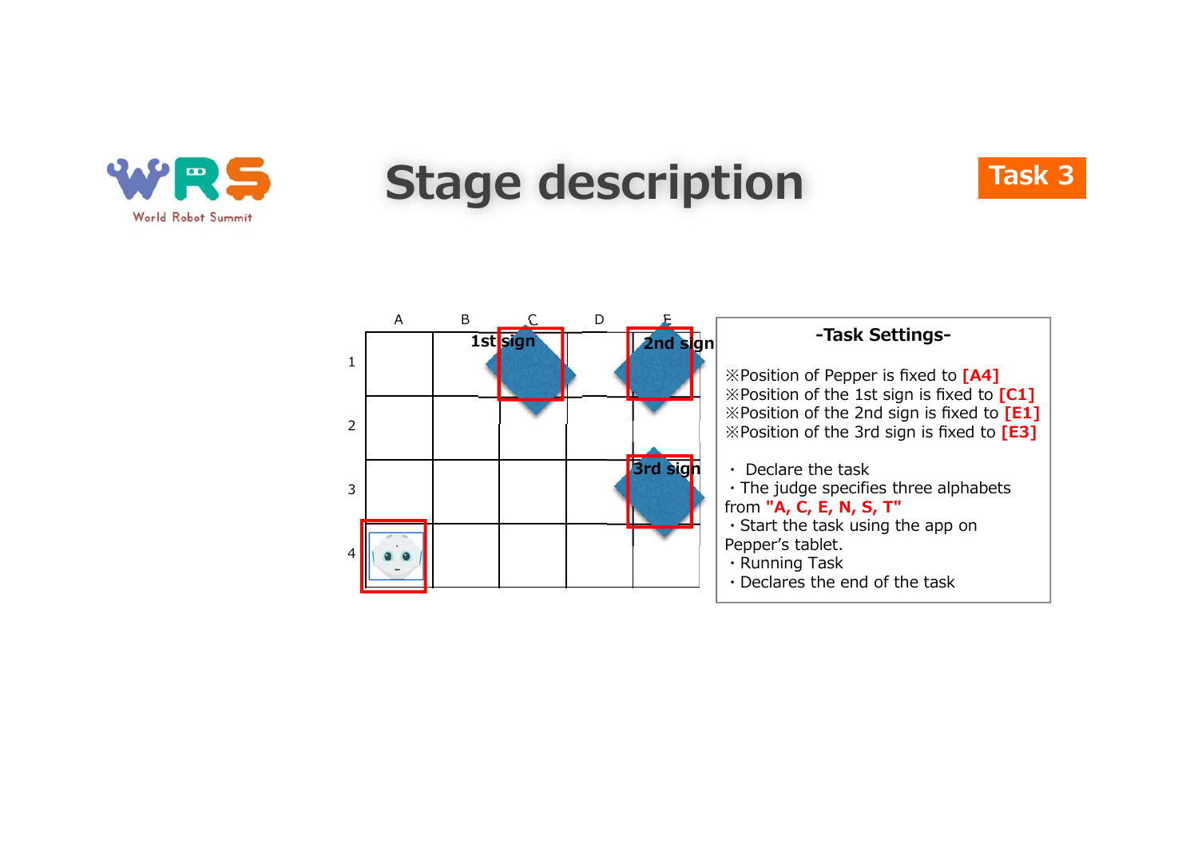# Stage description

**Task 3**

|   | A | B | C | D | E |
|---|---|---|---|---|---|
| 1 |   |   | 1st sign |   | 2nd sign |
| 2 |   |   |   |   |   |
| 3 |   |   |   |   | 3rd sign |
| 4 | Pepper |   |   |   |   |

**-Task Settings-**

※Position of Pepper is fixed to **[A4]**
※Position of the 1st sign is fixed to **[C1]**
※Position of the 2nd sign is fixed to **[E1]**
※Position of the 3rd sign is fixed to **[E3]**

- Declare the task
- The judge specifies three alphabets from **"A, C, E, N, S, T"**
- Start the task using the app on Pepper's tablet.
- Running Task
- Declares the end of the task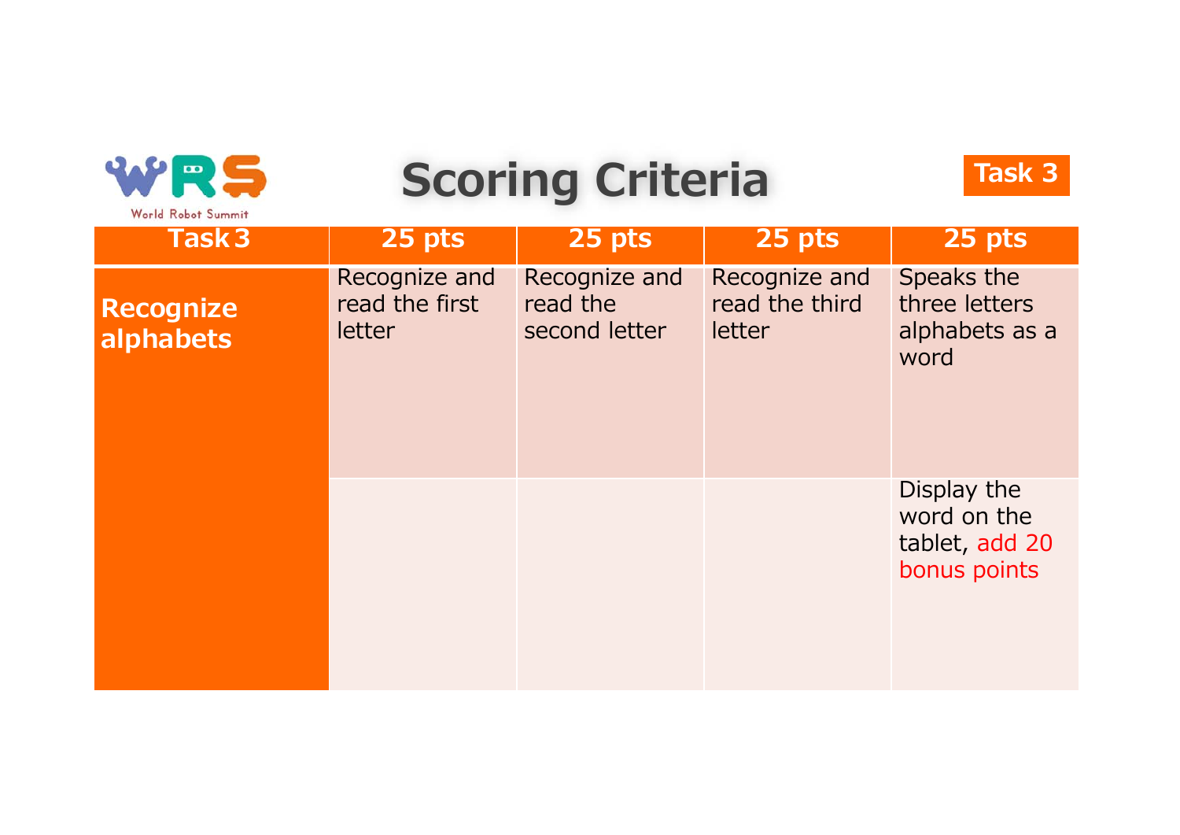# Scoring Criteria

**Task 3**

| Task 3 | 25 pts | 25 pts | 25 pts | 25 pts |
|---|---|---|---|---|
| **Recognize alphabets** | Recognize and read the first letter | Recognize and read the second letter | Recognize and read the third letter | Speaks the three letters alphabets as a word |
| | | | | Display the word on the tablet, add 20 bonus points |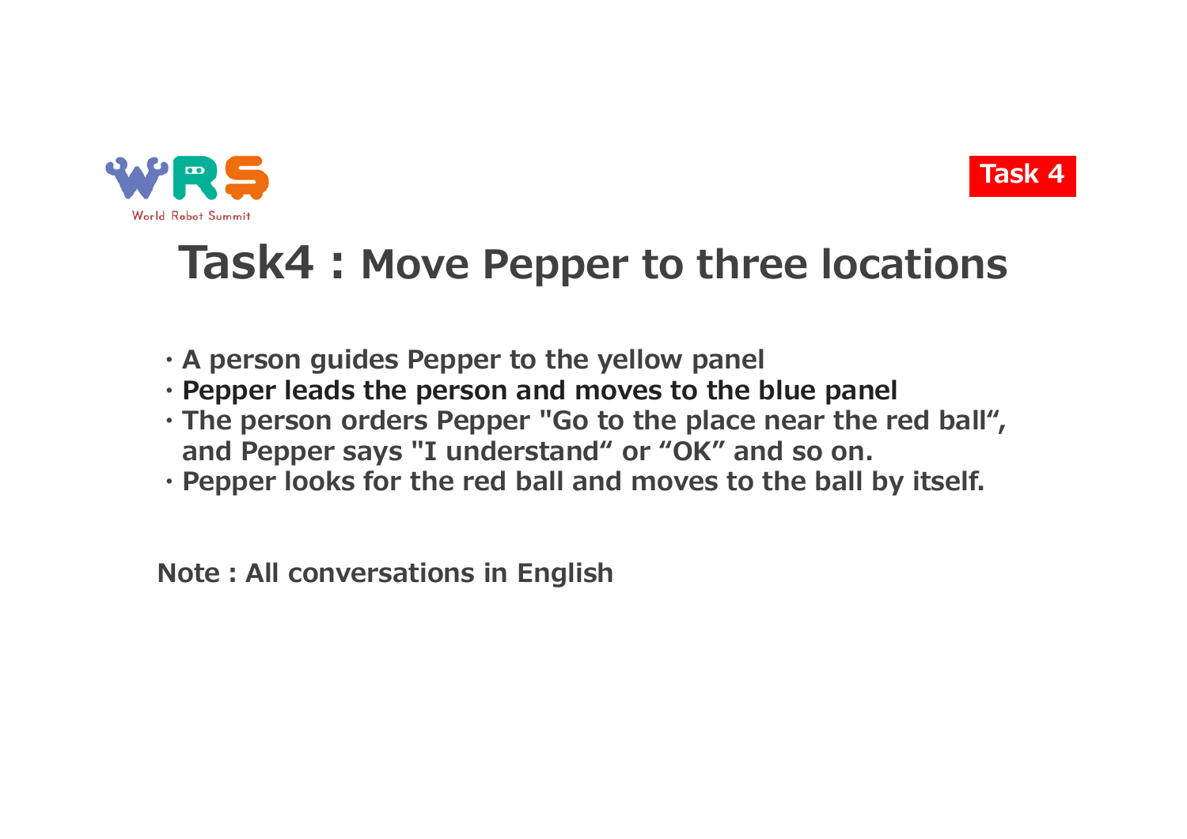Task 4

# Task4 : Move Pepper to three locations

- A person guides Pepper to the yellow panel
- **Pepper leads the person and moves to the blue panel**
- The person orders Pepper "Go to the place near the red ball“, and Pepper says "I understand“ or “OK” and so on.
- Pepper looks for the red ball and moves to the ball by itself.

**Note : All conversations in English**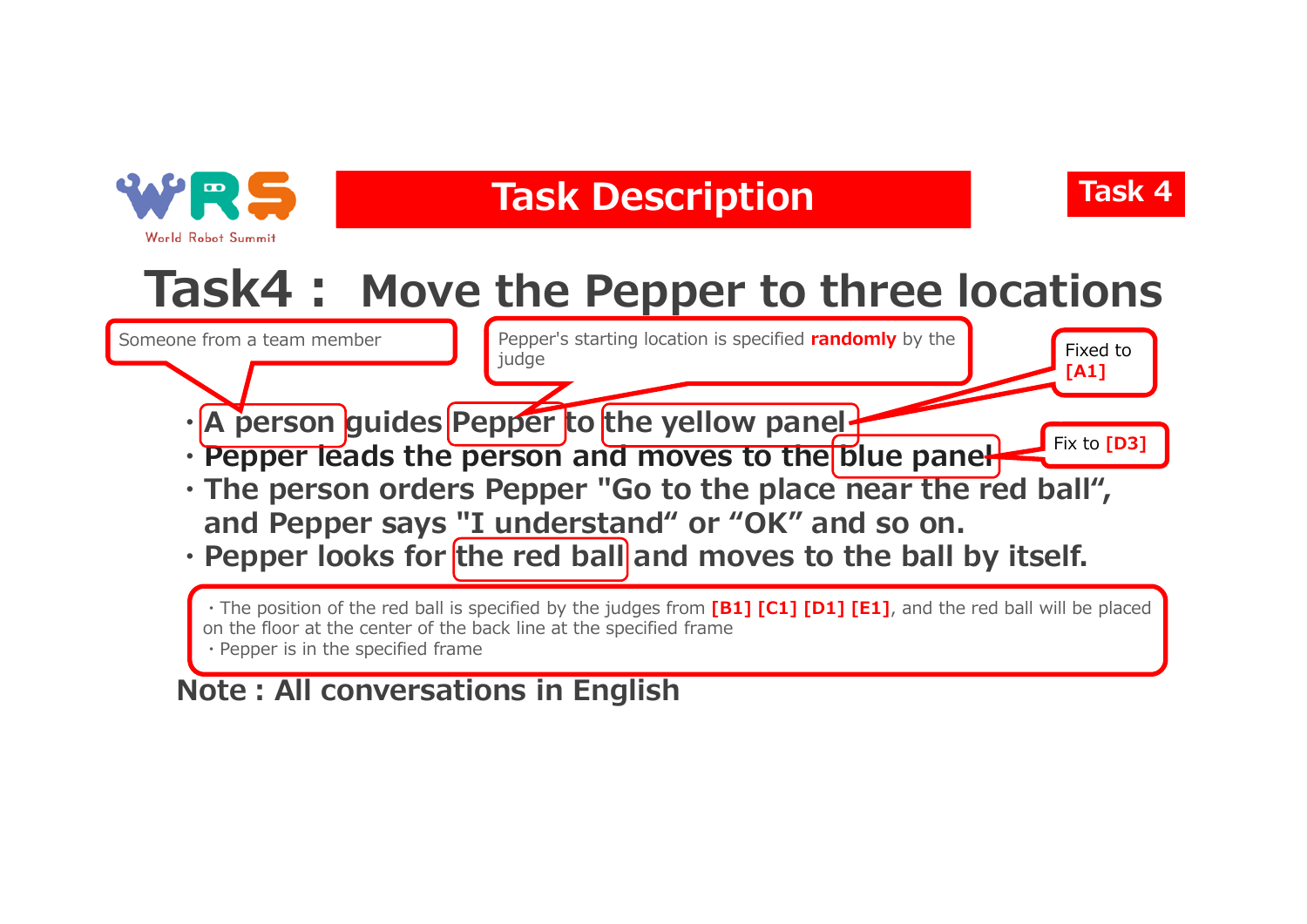Task Description

Task 4

# Task4： Move the Pepper to three locations

Someone from a team member

Pepper's starting location is specified **randomly** by the judge

Fixed to **[A1]**

Fix to **[D3]**

- **A person guides Pepper to the yellow panel**
- **Pepper leads the person and moves to the blue panel**
- **The person orders Pepper "Go to the place near the red ball", and Pepper says "I understand" or "OK" and so on.**
- **Pepper looks for the red ball and moves to the ball by itself.**

・The position of the red ball is specified by the judges from **[B1] [C1] [D1] [E1]**, and the red ball will be placed on the floor at the center of the back line at the specified frame
・Pepper is in the specified frame

**Note : All conversations in English**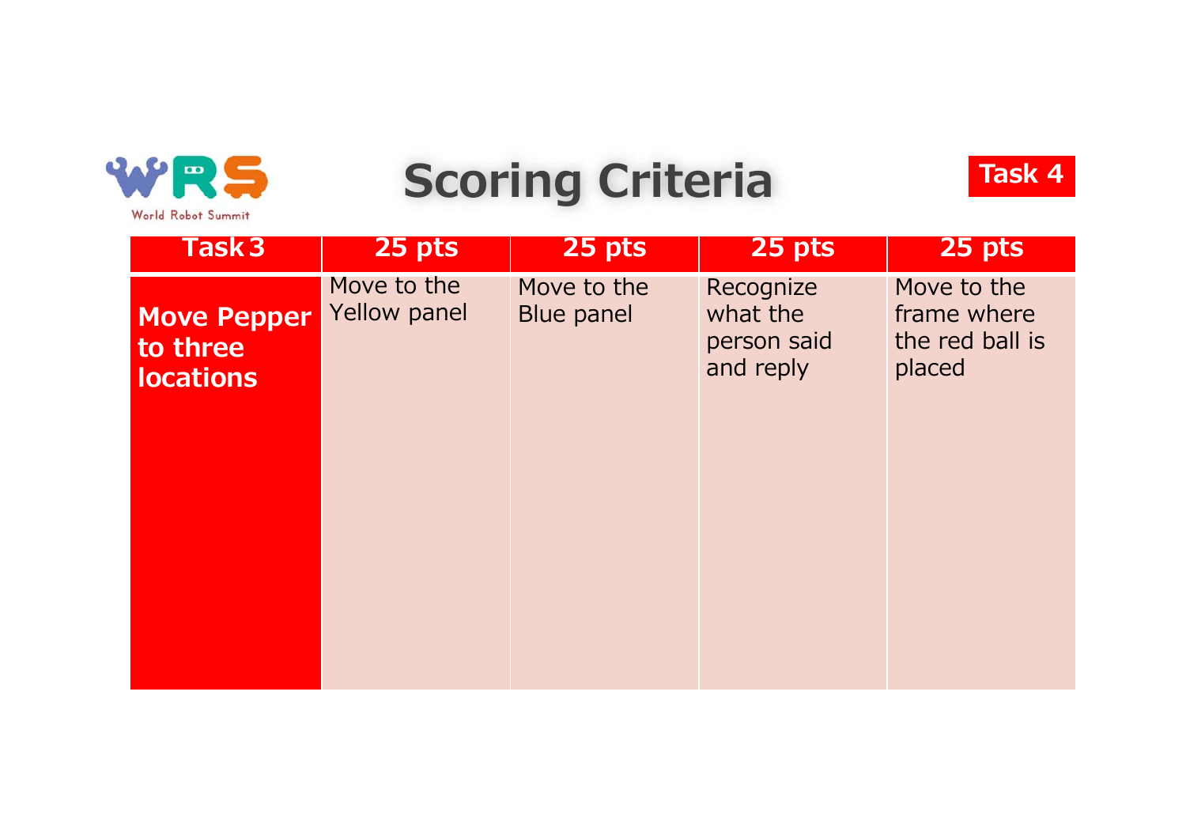# Scoring Criteria

**Task 4**

| Task 3 | 25 pts | 25 pts | 25 pts | 25 pts |
|---|---|---|---|---|
| **Move Pepper to three locations** | Move to the Yellow panel | Move to the Blue panel | Recognize what the person said and reply | Move to the frame where the red ball is placed |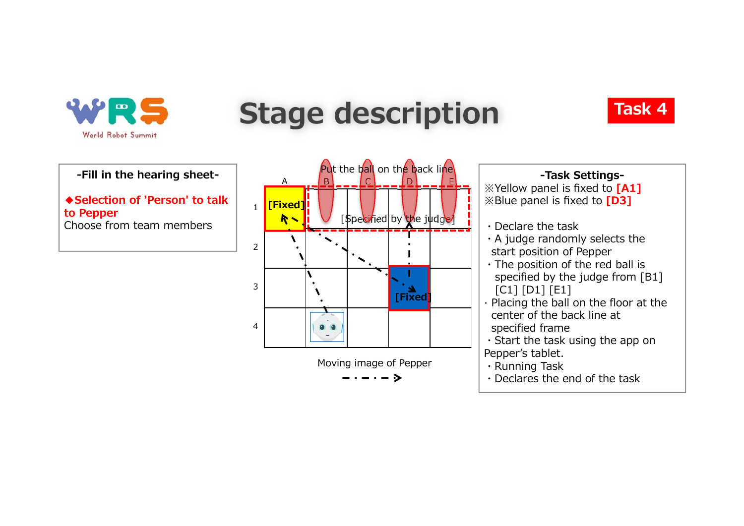# Stage description

**Task 4**

**-Fill in the hearing sheet-**

**◆Selection of 'Person' to talk to Pepper**

Choose from team members

Put the ball on the back line

A B C D E

1 [Fixed] [Specified by the judge]

2

3 [Fixed]

4

Moving image of Pepper

**-Task Settings-**

※Yellow panel is fixed to **[A1]**

※Blue panel is fixed to **[D3]**

- Declare the task
- A judge randomly selects the start position of Pepper
- The position of the red ball is specified by the judge from [B1] [C1] [D1] [E1]
- Placing the ball on the floor at the center of the back line at specified frame
- Start the task using the app on Pepper's tablet.
- Running Task
- Declares the end of the task